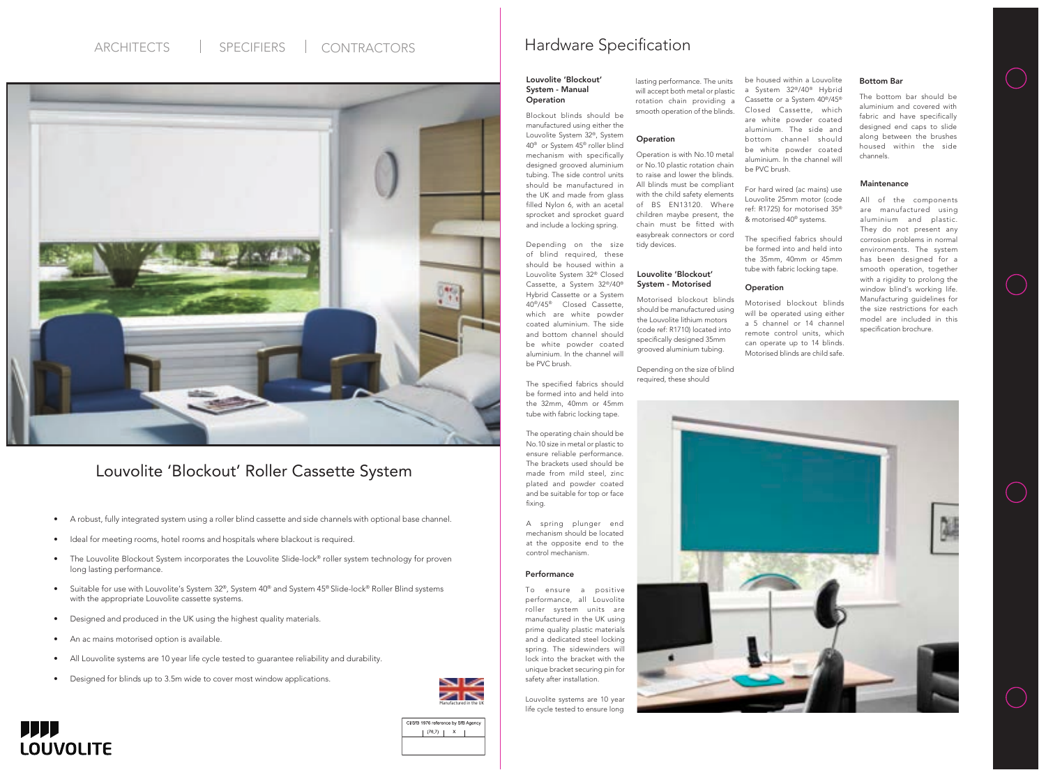ARCHITECTS | SPECIFIERS | CONTRACTORS

# Louvolite 'Blockout' Roller Cassette System

- A robust, fully integrated system using a roller blind cassette and side channels with optional base channel.
- Ideal for meeting rooms, hotel rooms and hospitals where blackout is required.
- The Louvolite Blockout System incorporates the Louvolite Slide-lock® roller system technology for proven long lasting performance.
- Suitable for use with Louvolite's System 32®, System 40® and System 45® Slide-lock® Roller Blind systems with the appropriate Louvolite cassette systems.
- Designed and produced in the UK using the highest quality materials.
- An ac mains motorised option is available.
- All Louvolite systems are 10 year life cycle tested to guarantee reliability and durability.
- Designed for blinds up to 3.5m wide to cover most window applications.

Manufactured in the UK

| CI/SfB 1976 reference by SfB Agency | |
|---|---|
| (76.7) | X |

LOUVOLITE

# Hardware Specification

### Louvolite 'Blockout' System - Manual Operation

Blockout blinds should be manufactured using either the Louvolite System 32®, System 40® or System 45® roller blind mechanism with specifically designed grooved aluminium tubing. The side control units should be manufactured in the UK and made from glass filled Nylon 6, with an acetal sprocket and sprocket guard and include a locking spring.

Depending on the size of blind required, these should be housed within a Louvolite System 32® Closed Cassette, a System 32®/40® Hybrid Cassette or a System 40®/45® Closed Cassette, which are white powder coated aluminium. The side and bottom channel should be white powder coated aluminium. In the channel will be PVC brush.

The specified fabrics should be formed into and held into the 32mm, 40mm or 45mm tube with fabric locking tape.

The operating chain should be No.10 size in metal or plastic to ensure reliable performance. The brackets used should be made from mild steel, zinc plated and powder coated and be suitable for top or face fixing.

A spring plunger end mechanism should be located at the opposite end to the control mechanism.

### Performance

To ensure a positive performance, all Louvolite roller system units are manufactured in the UK using prime quality plastic materials and a dedicated steel locking spring. The sidewinders will lock into the bracket with the unique bracket securing pin for safety after installation.

Louvolite systems are 10 year life cycle tested to ensure long lasting performance. The units will accept both metal or plastic rotation chain providing a smooth operation of the blinds.

### Operation

Operation is with No.10 metal or No.10 plastic rotation chain to raise and lower the blinds. All blinds must be compliant with the child safety elements of BS EN13120. Where children maybe present, the chain must be fitted with easybreak connectors or cord tidy devices.

### Louvolite 'Blockout' System - Motorised

Motorised blockout blinds should be manufactured using the Louvolite lithium motors (code ref: R1710) located into specifically designed 35mm grooved aluminium tubing.

Depending on the size of blind required, these should be housed within a Louvolite a System 32®/40® Hybrid Cassette or a System 40®/45® Closed Cassette, which are white powder coated aluminium. The side and bottom channel should be white powder coated aluminium. In the channel will be PVC brush.

For hard wired (ac mains) use Louvolite 25mm motor (code ref: R1725) for motorised 35® & motorised 40® systems.

The specified fabrics should be formed into and held into the 35mm, 40mm or 45mm tube with fabric locking tape.

### Operation

Motorised blockout blinds will be operated using either a 5 channel or 14 channel remote control units, which can operate up to 14 blinds. Motorised blinds are child safe.

### Bottom Bar

The bottom bar should be aluminium and covered with fabric and have specifically designed end caps to slide along between the brushes housed within the side channels.

### Maintenance

All of the components are manufactured using aluminium and plastic. They do not present any corrosion problems in normal environments. The system has been designed for a smooth operation, together with a rigidity to prolong the window blind's working life. Manufacturing guidelines for the size restrictions for each model are included in this specification brochure.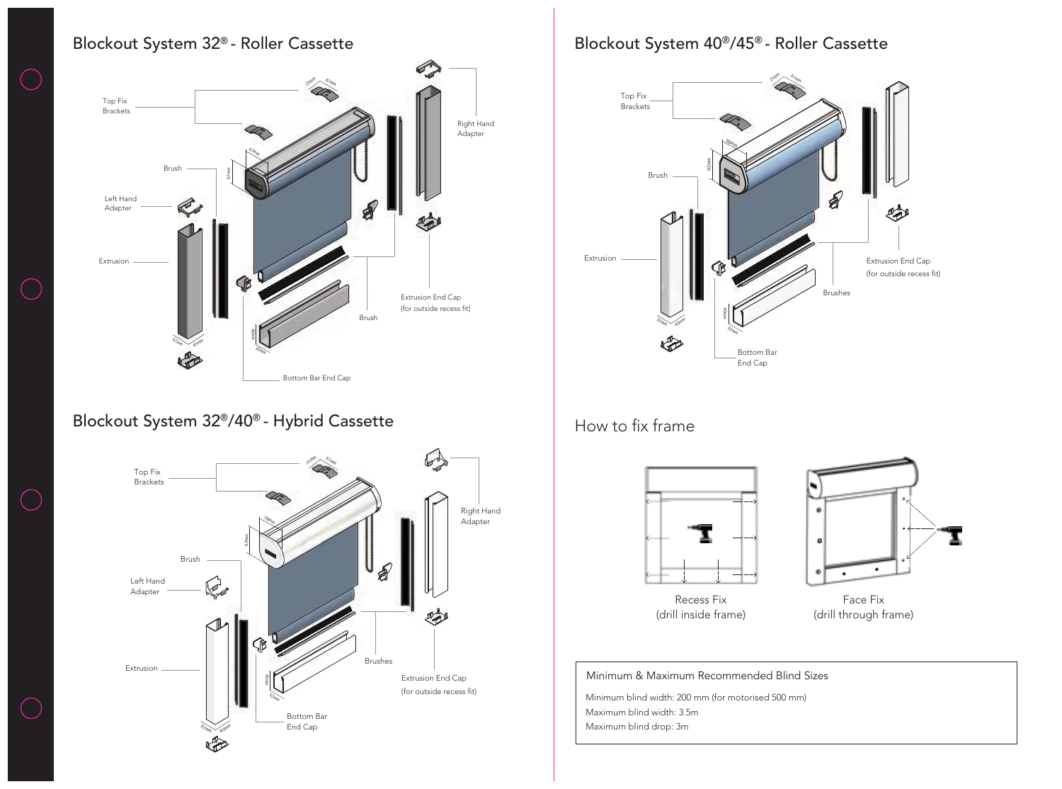## Blockout System 32® - Roller Cassette

Top Fix Brackets

25mm
61mm

Right Hand Adapter

Brush

67mm
67mm

Left Hand Adapter

Extrusion

Extrusion End Cap (for outside recess fit)

Brush

32mm
45mm

45mm
32mm

Bottom Bar End Cap

## Blockout System 32®/40® - Hybrid Cassette

Top Fix Brackets

25mm
61mm

Right Hand Adapter

78mm
67mm

Brush

Left Hand Adapter

Brushes

Extrusion

Extrusion End Cap (for outside recess fit)

32mm
45mm

Bottom Bar End Cap

## Blockout System 40®/45® - Roller Cassette

Top Fix Brackets

25mm
61mm

90mm
92mm

Brush

Extrusion

Extrusion End Cap (for outside recess fit)

Brushes

32mm
45mm

45mm
32mm

Bottom Bar End Cap

## How to fix frame

Recess Fix (drill inside frame)

Face Fix (drill through frame)

**Minimum & Maximum Recommended Blind Sizes**

Minimum blind width: 200 mm (for motorised 500 mm)
Maximum blind width: 3.5m
Maximum blind drop: 3m